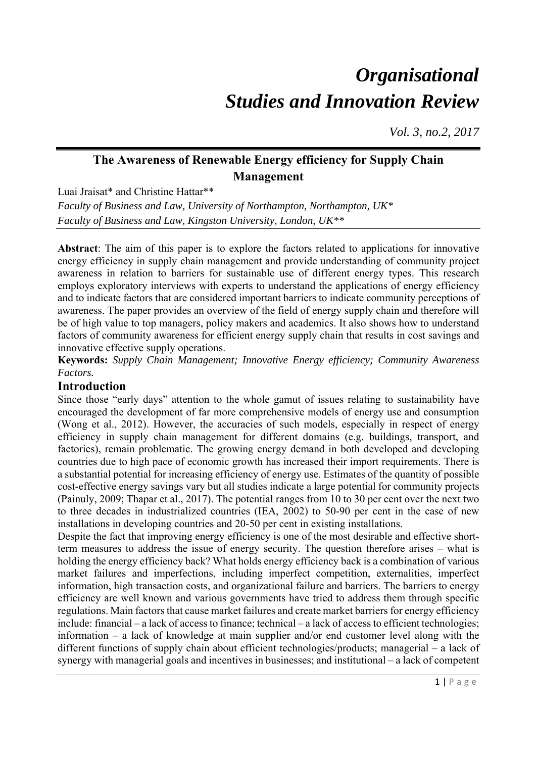# Organisational Studies and Innovation Review

*Vol. 3, no.2, 2017*

## The Awareness of Renewable Energy efficiency for Supply Chain Management

Luai Jraisat* and Christine Hattar**

*Faculty of Business and Law, University of Northampton, Northampton, UK**

*Faculty of Business and Law, Kingston University, London, UK***

**Abstract**: The aim of this paper is to explore the factors related to applications for innovative energy efficiency in supply chain management and provide understanding of community project awareness in relation to barriers for sustainable use of different energy types. This research employs exploratory interviews with experts to understand the applications of energy efficiency and to indicate factors that are considered important barriers to indicate community perceptions of awareness. The paper provides an overview of the field of energy supply chain and therefore will be of high value to top managers, policy makers and academics. It also shows how to understand factors of community awareness for efficient energy supply chain that results in cost savings and innovative effective supply operations.

**Keywords:** *Supply Chain Management; Innovative Energy efficiency; Community Awareness Factors.*

## Introduction

Since those "early days" attention to the whole gamut of issues relating to sustainability have encouraged the development of far more comprehensive models of energy use and consumption (Wong et al., 2012). However, the accuracies of such models, especially in respect of energy efficiency in supply chain management for different domains (e.g. buildings, transport, and factories), remain problematic. The growing energy demand in both developed and developing countries due to high pace of economic growth has increased their import requirements. There is a substantial potential for increasing efficiency of energy use. Estimates of the quantity of possible cost-effective energy savings vary but all studies indicate a large potential for community projects (Painuly, 2009; Thapar et al., 2017). The potential ranges from 10 to 30 per cent over the next two to three decades in industrialized countries (IEA, 2002) to 50-90 per cent in the case of new installations in developing countries and 20-50 per cent in existing installations.

Despite the fact that improving energy efficiency is one of the most desirable and effective short-term measures to address the issue of energy security. The question therefore arises – what is holding the energy efficiency back? What holds energy efficiency back is a combination of various market failures and imperfections, including imperfect competition, externalities, imperfect information, high transaction costs, and organizational failure and barriers. The barriers to energy efficiency are well known and various governments have tried to address them through specific regulations. Main factors that cause market failures and create market barriers for energy efficiency include: financial – a lack of access to finance; technical – a lack of access to efficient technologies; information – a lack of knowledge at main supplier and/or end customer level along with the different functions of supply chain about efficient technologies/products; managerial – a lack of synergy with managerial goals and incentives in businesses; and institutional – a lack of competent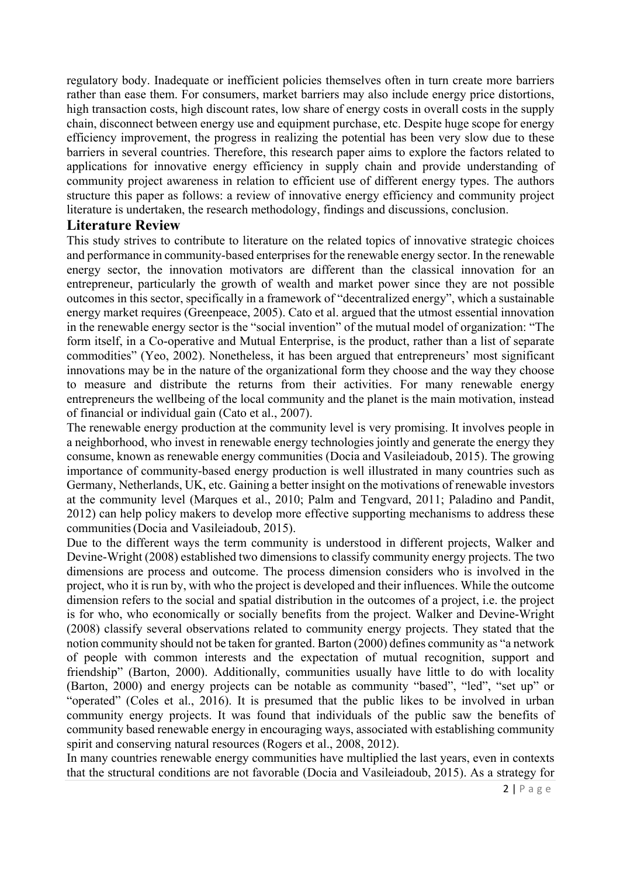regulatory body. Inadequate or inefficient policies themselves often in turn create more barriers rather than ease them. For consumers, market barriers may also include energy price distortions, high transaction costs, high discount rates, low share of energy costs in overall costs in the supply chain, disconnect between energy use and equipment purchase, etc. Despite huge scope for energy efficiency improvement, the progress in realizing the potential has been very slow due to these barriers in several countries. Therefore, this research paper aims to explore the factors related to applications for innovative energy efficiency in supply chain and provide understanding of community project awareness in relation to efficient use of different energy types. The authors structure this paper as follows: a review of innovative energy efficiency and community project literature is undertaken, the research methodology, findings and discussions, conclusion.

## Literature Review

This study strives to contribute to literature on the related topics of innovative strategic choices and performance in community-based enterprises for the renewable energy sector. In the renewable energy sector, the innovation motivators are different than the classical innovation for an entrepreneur, particularly the growth of wealth and market power since they are not possible outcomes in this sector, specifically in a framework of "decentralized energy", which a sustainable energy market requires (Greenpeace, 2005). Cato et al. argued that the utmost essential innovation in the renewable energy sector is the "social invention" of the mutual model of organization: "The form itself, in a Co-operative and Mutual Enterprise, is the product, rather than a list of separate commodities" (Yeo, 2002). Nonetheless, it has been argued that entrepreneurs' most significant innovations may be in the nature of the organizational form they choose and the way they choose to measure and distribute the returns from their activities. For many renewable energy entrepreneurs the wellbeing of the local community and the planet is the main motivation, instead of financial or individual gain (Cato et al., 2007).

The renewable energy production at the community level is very promising. It involves people in a neighborhood, who invest in renewable energy technologies jointly and generate the energy they consume, known as renewable energy communities (Docia and Vasileiadoub, 2015). The growing importance of community-based energy production is well illustrated in many countries such as Germany, Netherlands, UK, etc. Gaining a better insight on the motivations of renewable investors at the community level (Marques et al., 2010; Palm and Tengvard, 2011; Paladino and Pandit, 2012) can help policy makers to develop more effective supporting mechanisms to address these communities (Docia and Vasileiadoub, 2015).

Due to the different ways the term community is understood in different projects, Walker and Devine-Wright (2008) established two dimensions to classify community energy projects. The two dimensions are process and outcome. The process dimension considers who is involved in the project, who it is run by, with who the project is developed and their influences. While the outcome dimension refers to the social and spatial distribution in the outcomes of a project, i.e. the project is for who, who economically or socially benefits from the project. Walker and Devine-Wright (2008) classify several observations related to community energy projects. They stated that the notion community should not be taken for granted. Barton (2000) defines community as "a network of people with common interests and the expectation of mutual recognition, support and friendship" (Barton, 2000). Additionally, communities usually have little to do with locality (Barton, 2000) and energy projects can be notable as community "based", "led", "set up" or "operated" (Coles et al., 2016). It is presumed that the public likes to be involved in urban community energy projects. It was found that individuals of the public saw the benefits of community based renewable energy in encouraging ways, associated with establishing community spirit and conserving natural resources (Rogers et al., 2008, 2012).

In many countries renewable energy communities have multiplied the last years, even in contexts that the structural conditions are not favorable (Docia and Vasileiadoub, 2015). As a strategy for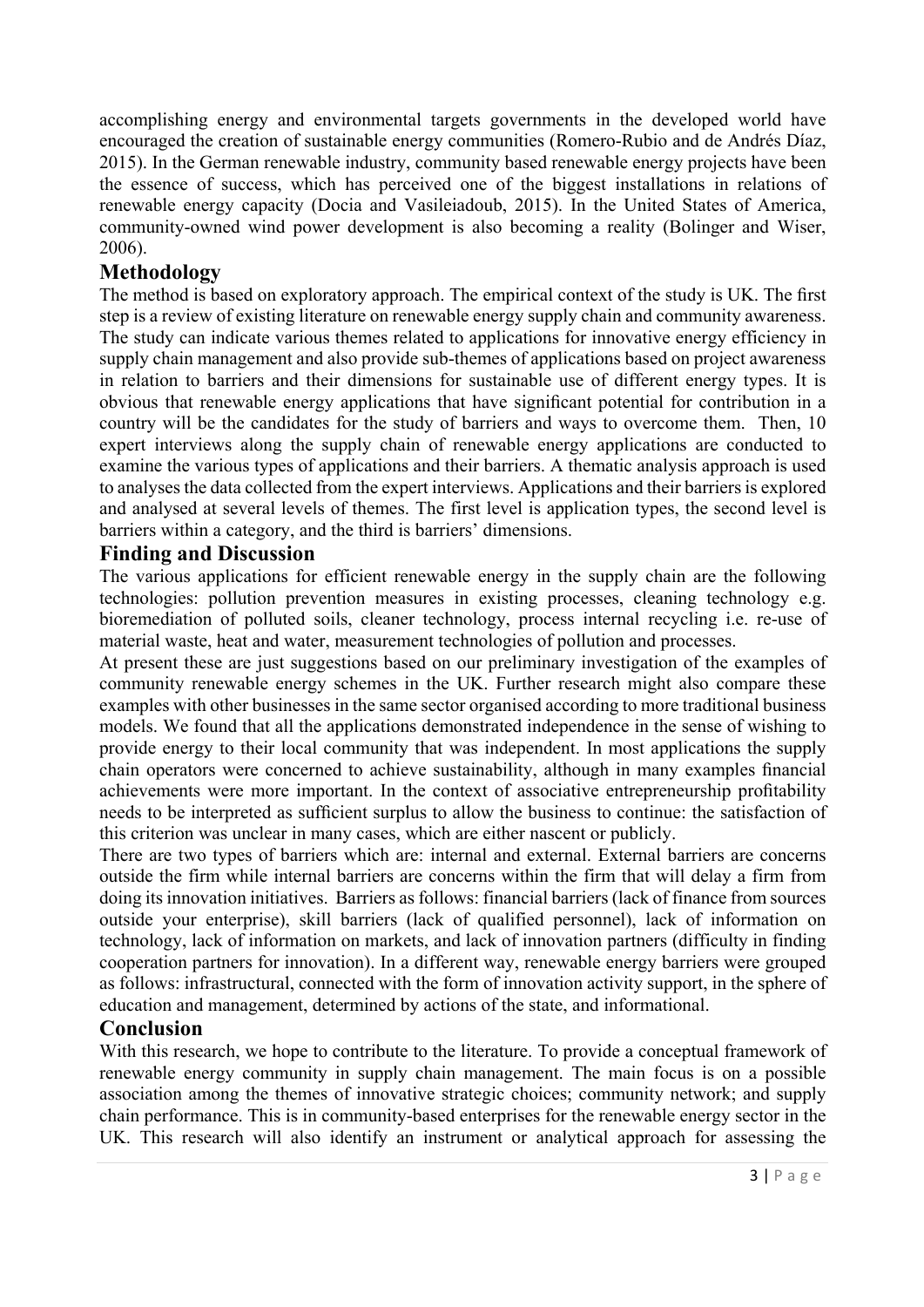accomplishing energy and environmental targets governments in the developed world have encouraged the creation of sustainable energy communities (Romero-Rubio and de Andrés Díaz, 2015). In the German renewable industry, community based renewable energy projects have been the essence of success, which has perceived one of the biggest installations in relations of renewable energy capacity (Docia and Vasileiadoub, 2015). In the United States of America, community-owned wind power development is also becoming a reality (Bolinger and Wiser, 2006).

## Methodology

The method is based on exploratory approach. The empirical context of the study is UK. The first step is a review of existing literature on renewable energy supply chain and community awareness. The study can indicate various themes related to applications for innovative energy efficiency in supply chain management and also provide sub-themes of applications based on project awareness in relation to barriers and their dimensions for sustainable use of different energy types. It is obvious that renewable energy applications that have significant potential for contribution in a country will be the candidates for the study of barriers and ways to overcome them. Then, 10 expert interviews along the supply chain of renewable energy applications are conducted to examine the various types of applications and their barriers. A thematic analysis approach is used to analyses the data collected from the expert interviews. Applications and their barriers is explored and analysed at several levels of themes. The first level is application types, the second level is barriers within a category, and the third is barriers' dimensions.

## Finding and Discussion

The various applications for efficient renewable energy in the supply chain are the following technologies: pollution prevention measures in existing processes, cleaning technology e.g. bioremediation of polluted soils, cleaner technology, process internal recycling i.e. re-use of material waste, heat and water, measurement technologies of pollution and processes.

At present these are just suggestions based on our preliminary investigation of the examples of community renewable energy schemes in the UK. Further research might also compare these examples with other businesses in the same sector organised according to more traditional business models. We found that all the applications demonstrated independence in the sense of wishing to provide energy to their local community that was independent. In most applications the supply chain operators were concerned to achieve sustainability, although in many examples financial achievements were more important. In the context of associative entrepreneurship profitability needs to be interpreted as sufficient surplus to allow the business to continue: the satisfaction of this criterion was unclear in many cases, which are either nascent or publicly.

There are two types of barriers which are: internal and external. External barriers are concerns outside the firm while internal barriers are concerns within the firm that will delay a firm from doing its innovation initiatives. Barriers as follows: financial barriers (lack of finance from sources outside your enterprise), skill barriers (lack of qualified personnel), lack of information on technology, lack of information on markets, and lack of innovation partners (difficulty in finding cooperation partners for innovation). In a different way, renewable energy barriers were grouped as follows: infrastructural, connected with the form of innovation activity support, in the sphere of education and management, determined by actions of the state, and informational.

## Conclusion

With this research, we hope to contribute to the literature. To provide a conceptual framework of renewable energy community in supply chain management. The main focus is on a possible association among the themes of innovative strategic choices; community network; and supply chain performance. This is in community-based enterprises for the renewable energy sector in the UK. This research will also identify an instrument or analytical approach for assessing the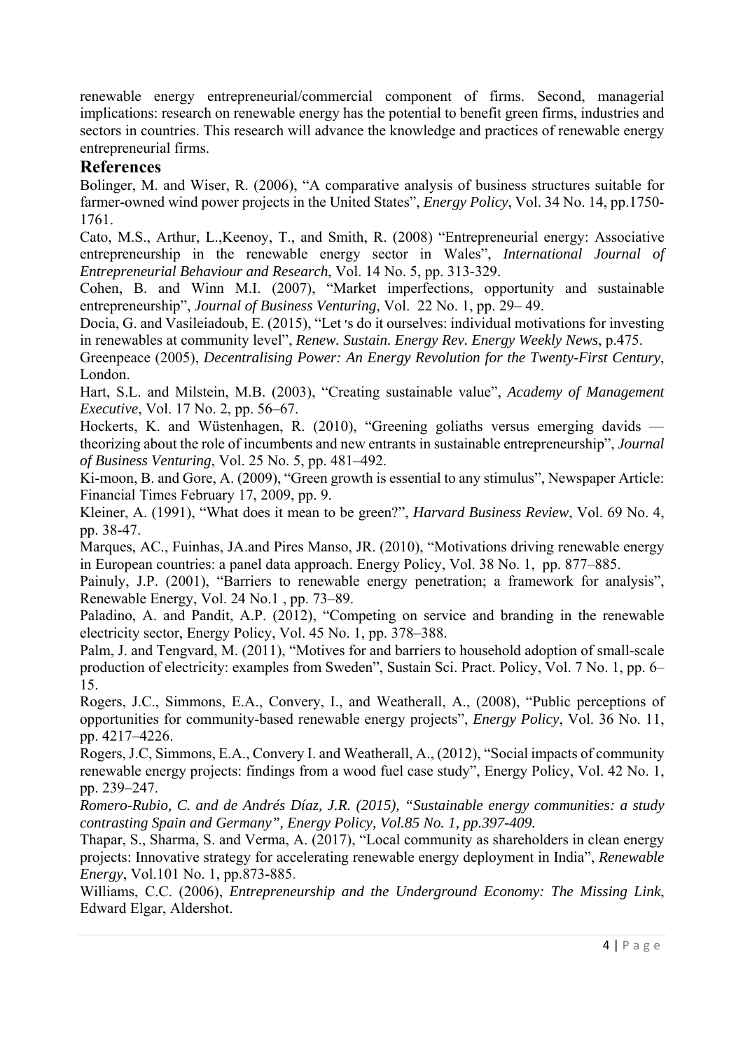renewable energy entrepreneurial/commercial component of firms. Second, managerial implications: research on renewable energy has the potential to benefit green firms, industries and sectors in countries. This research will advance the knowledge and practices of renewable energy entrepreneurial firms.

## References

Bolinger, M. and Wiser, R. (2006), "A comparative analysis of business structures suitable for farmer-owned wind power projects in the United States", *Energy Policy*, Vol. 34 No. 14, pp.1750-1761.

Cato, M.S., Arthur, L.,Keenoy, T., and Smith, R. (2008) "Entrepreneurial energy: Associative entrepreneurship in the renewable energy sector in Wales", *International Journal of Entrepreneurial Behaviour and Research*, Vol. 14 No. 5, pp. 313-329.

Cohen, B. and Winn M.I. (2007), "Market imperfections, opportunity and sustainable entrepreneurship", *Journal of Business Venturing*, Vol. 22 No. 1, pp. 29– 49.

Docia, G. and Vasileiadoub, E. (2015), "Let′s do it ourselves: individual motivations for investing in renewables at community level", *Renew. Sustain. Energy Rev. Energy Weekly News*, p.475.

Greenpeace (2005), *Decentralising Power: An Energy Revolution for the Twenty-First Century*, London.

Hart, S.L. and Milstein, M.B. (2003), "Creating sustainable value", *Academy of Management Executive*, Vol. 17 No. 2, pp. 56–67.

Hockerts, K. and Wüstenhagen, R. (2010), "Greening goliaths versus emerging davids — theorizing about the role of incumbents and new entrants in sustainable entrepreneurship", *Journal of Business Venturing*, Vol. 25 No. 5, pp. 481–492.

Ki-moon, B. and Gore, A. (2009), "Green growth is essential to any stimulus", Newspaper Article: Financial Times February 17, 2009, pp. 9.

Kleiner, A. (1991), "What does it mean to be green?", *Harvard Business Review*, Vol. 69 No. 4, pp. 38-47.

Marques, AC., Fuinhas, JA.and Pires Manso, JR. (2010), "Motivations driving renewable energy in European countries: a panel data approach. Energy Policy, Vol. 38 No. 1, pp. 877–885.

Painuly, J.P. (2001), "Barriers to renewable energy penetration; a framework for analysis", Renewable Energy, Vol. 24 No.1 , pp. 73–89.

Paladino, A. and Pandit, A.P. (2012), "Competing on service and branding in the renewable electricity sector, Energy Policy, Vol. 45 No. 1, pp. 378–388.

Palm, J. and Tengvard, M. (2011), "Motives for and barriers to household adoption of small-scale production of electricity: examples from Sweden", Sustain Sci. Pract. Policy, Vol. 7 No. 1, pp. 6–15.

Rogers, J.C., Simmons, E.A., Convery, I., and Weatherall, A., (2008), "Public perceptions of opportunities for community-based renewable energy projects", *Energy Policy*, Vol. 36 No. 11, pp. 4217–4226.

Rogers, J.C, Simmons, E.A., Convery I. and Weatherall, A., (2012), "Social impacts of community renewable energy projects: findings from a wood fuel case study", Energy Policy, Vol. 42 No. 1, pp. 239–247.

*Romero-Rubio, C. and de Andrés Díaz, J.R. (2015), "Sustainable energy communities: a study contrasting Spain and Germany", Energy Policy, Vol.85 No. 1, pp.397-409.*

Thapar, S., Sharma, S. and Verma, A. (2017), "Local community as shareholders in clean energy projects: Innovative strategy for accelerating renewable energy deployment in India", *Renewable Energy*, Vol.101 No. 1, pp.873-885.

Williams, C.C. (2006), *Entrepreneurship and the Underground Economy: The Missing Link*, Edward Elgar, Aldershot.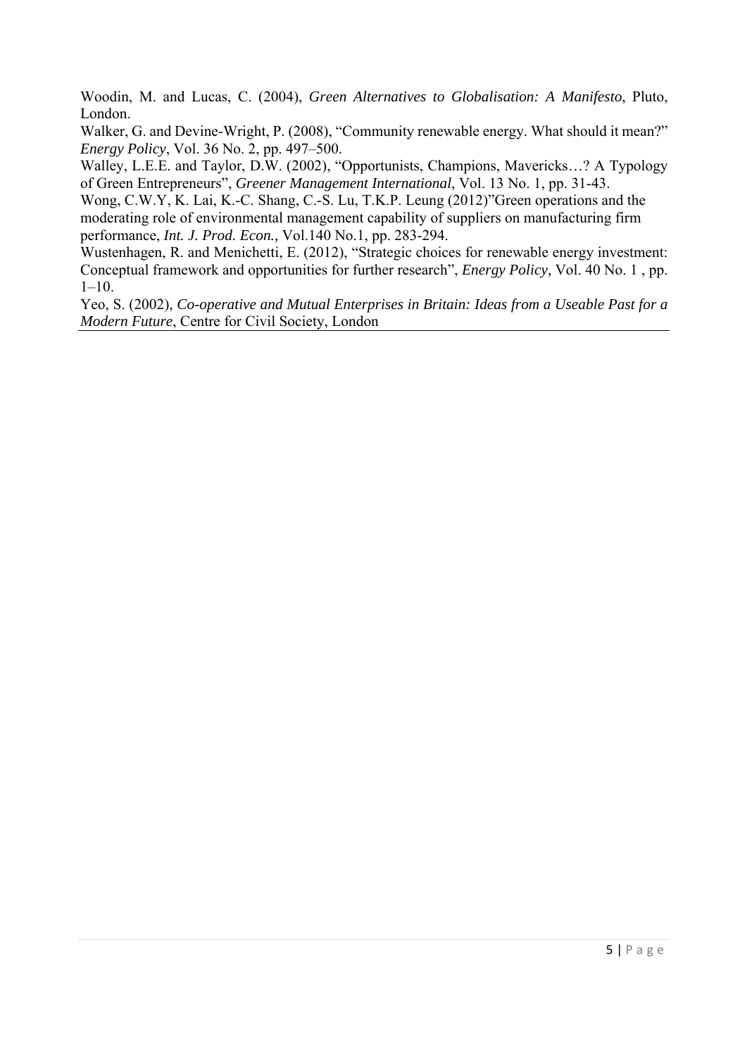Woodin, M. and Lucas, C. (2004), *Green Alternatives to Globalisation: A Manifesto*, Pluto, London.

Walker, G. and Devine-Wright, P. (2008), "Community renewable energy. What should it mean?" *Energy Policy*, Vol. 36 No. 2, pp. 497–500.

Walley, L.E.E. and Taylor, D.W. (2002), "Opportunists, Champions, Mavericks…? A Typology of Green Entrepreneurs", *Greener Management International*, Vol. 13 No. 1, pp. 31-43.

Wong, C.W.Y, K. Lai, K.-C. Shang, C.-S. Lu, T.K.P. Leung (2012)"Green operations and the moderating role of environmental management capability of suppliers on manufacturing firm performance, *Int. J. Prod. Econ.,* Vol.140 No.1, pp. 283-294.

Wustenhagen, R. and Menichetti, E. (2012), "Strategic choices for renewable energy investment: Conceptual framework and opportunities for further research", *Energy Policy,* Vol. 40 No. 1 , pp. 1–10.

Yeo, S. (2002), *Co-operative and Mutual Enterprises in Britain: Ideas from a Useable Past for a Modern Future*, Centre for Civil Society, London